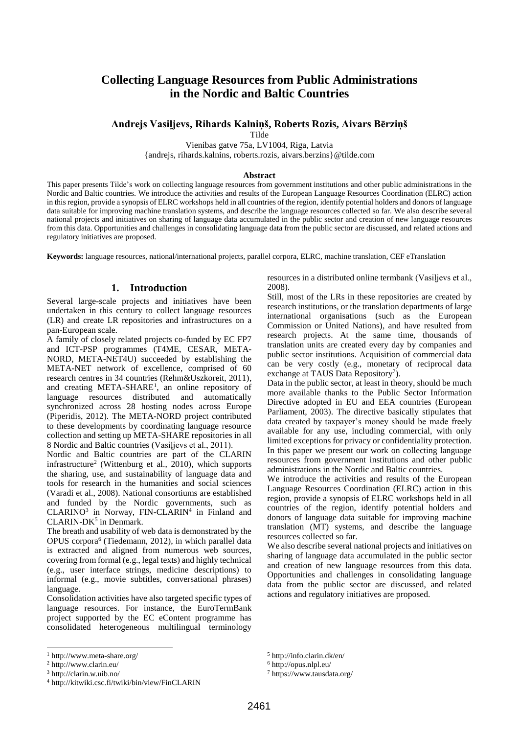# Collecting Language Resources from Public Administrations in the Nordic and Baltic Countries

**Andrejs Vasiļjevs, Rihards Kalniņš, Roberts Rozis, Aivars Bērziņš**

Tilde

Vienibas gatve 75a, LV1004, Riga, Latvia

{andrejs, rihards.kalnins, roberts.rozis, aivars.berzins}@tilde.com

### Abstract

This paper presents Tilde's work on collecting language resources from government institutions and other public administrations in the Nordic and Baltic countries. We introduce the activities and results of the European Language Resources Coordination (ELRC) action in this region, provide a synopsis of ELRC workshops held in all countries of the region, identify potential holders and donors of language data suitable for improving machine translation systems, and describe the language resources collected so far. We also describe several national projects and initiatives on sharing of language data accumulated in the public sector and creation of new language resources from this data. Opportunities and challenges in consolidating language data from the public sector are discussed, and related actions and regulatory initiatives are proposed.

**Keywords:** language resources, national/international projects, parallel corpora, ELRC, machine translation, CEF eTranslation

## 1. Introduction

Several large-scale projects and initiatives have been undertaken in this century to collect language resources (LR) and create LR repositories and infrastructures on a pan-European scale.

A family of closely related projects co-funded by EC FP7 and ICT-PSP programmes (T4ME, CESAR, META-NORD, META-NET4U) succeeded by establishing the META-NET network of excellence, comprised of 60 research centres in 34 countries (Rehm&Uszkoreit, 2011), and creating META-SHARE[1], an online repository of language resources distributed and automatically synchronized across 28 hosting nodes across Europe (Piperidis, 2012). The META-NORD project contributed to these developments by coordinating language resource collection and setting up META-SHARE repositories in all 8 Nordic and Baltic countries (Vasiļjevs et al., 2011).

Nordic and Baltic countries are part of the CLARIN infrastructure[2] (Wittenburg et al., 2010), which supports the sharing, use, and sustainability of language data and tools for research in the humanities and social sciences (Varadi et al., 2008). National consortiums are established and funded by the Nordic governments, such as CLARINO[3] in Norway, FIN-CLARIN[4] in Finland and CLARIN-DK[5] in Denmark.

The breath and usability of web data is demonstrated by the OPUS corpora[6] (Tiedemann, 2012), in which parallel data is extracted and aligned from numerous web sources, covering from formal (e.g., legal texts) and highly technical (e.g., user interface strings, medicine descriptions) to informal (e.g., movie subtitles, conversational phrases) language.

Consolidation activities have also targeted specific types of language resources. For instance, the EuroTermBank project supported by the EC eContent programme has consolidated heterogeneous multilingual terminology resources in a distributed online termbank (Vasiļjevs et al., 2008).

Still, most of the LRs in these repositories are created by research institutions, or the translation departments of large international organisations (such as the European Commission or United Nations), and have resulted from research projects. At the same time, thousands of translation units are created every day by companies and public sector institutions. Acquisition of commercial data can be very costly (e.g., monetary of reciprocal data exchange at TAUS Data Repository[7]).

Data in the public sector, at least in theory, should be much more available thanks to the Public Sector Information Directive adopted in EU and EEA countries (European Parliament, 2003). The directive basically stipulates that data created by taxpayer's money should be made freely available for any use, including commercial, with only limited exceptions for privacy or confidentiality protection.

In this paper we present our work on collecting language resources from government institutions and other public administrations in the Nordic and Baltic countries.

We introduce the activities and results of the European Language Resources Coordination (ELRC) action in this region, provide a synopsis of ELRC workshops held in all countries of the region, identify potential holders and donors of language data suitable for improving machine translation (MT) systems, and describe the language resources collected so far.

We also describe several national projects and initiatives on sharing of language data accumulated in the public sector and creation of new language resources from this data. Opportunities and challenges in consolidating language data from the public sector are discussed, and related actions and regulatory initiatives are proposed.

---

[1] http://www.meta-share.org/

[2] http://www.clarin.eu/

[3] http://clarin.w.uib.no/

[4] http://kitwiki.csc.fi/twiki/bin/view/FinCLARIN

[5] http://info.clarin.dk/en/

[6] http://opus.nlpl.eu/

[7] https://www.tausdata.org/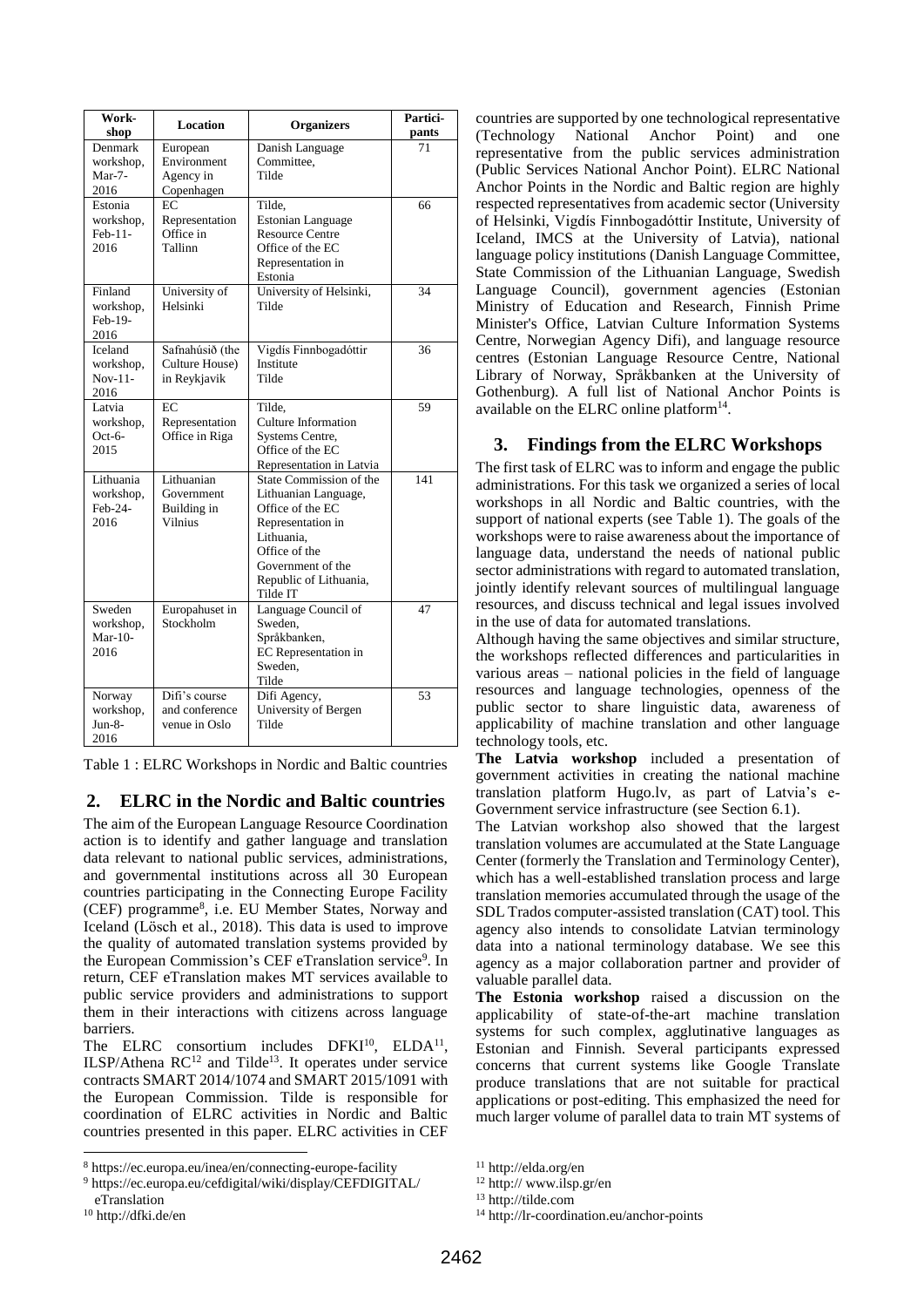| Work-shop | Location | Organizers | Partici-pants |
|---|---|---|---|
| Denmark workshop, Mar-7-2016 | European Environment Agency in Copenhagen | Danish Language Committee, Tilde | 71 |
| Estonia workshop, Feb-11-2016 | EC Representation Office in Tallinn | Tilde, Estonian Language Resource Centre Office of the EC Representation in Estonia | 66 |
| Finland workshop, Feb-19-2016 | University of Helsinki | University of Helsinki, Tilde | 34 |
| Iceland workshop, Nov-11-2016 | Safnahúsið (the Culture House) in Reykjavik | Vigdís Finnbogadóttir Institute Tilde | 36 |
| Latvia workshop, Oct-6-2015 | EC Representation Office in Riga | Tilde, Culture Information Systems Centre, Office of the EC Representation in Latvia | 59 |
| Lithuania workshop, Feb-24-2016 | Lithuanian Government Building in Vilnius | State Commission of the Lithuanian Language, Office of the EC Representation in Lithuania, Office of the Government of the Republic of Lithuania, Tilde IT | 141 |
| Sweden workshop, Mar-10-2016 | Europahuset in Stockholm | Language Council of Sweden, Språkbanken, EC Representation in Sweden, Tilde | 47 |
| Norway workshop, Jun-8-2016 | Difi's course and conference venue in Oslo | Difi Agency, University of Bergen Tilde | 53 |

Table 1 : ELRC Workshops in Nordic and Baltic countries

## 2. ELRC in the Nordic and Baltic countries

The aim of the European Language Resource Coordination action is to identify and gather language and translation data relevant to national public services, administrations, and governmental institutions across all 30 European countries participating in the Connecting Europe Facility (CEF) programme[8], i.e. EU Member States, Norway and Iceland (Lösch et al., 2018). This data is used to improve the quality of automated translation systems provided by the European Commission's CEF eTranslation service[9]. In return, CEF eTranslation makes MT services available to public service providers and administrations to support them in their interactions with citizens across language barriers.

The ELRC consortium includes DFKI[10], ELDA[11], ILSP/Athena RC[12] and Tilde[13]. It operates under service contracts SMART 2014/1074 and SMART 2015/1091 with the European Commission. Tilde is responsible for coordination of ELRC activities in Nordic and Baltic countries presented in this paper. ELRC activities in CEF countries are supported by one technological representative (Technology National Anchor Point) and one representative from the public services administration (Public Services National Anchor Point). ELRC National Anchor Points in the Nordic and Baltic region are highly respected representatives from academic sector (University of Helsinki, Vigdís Finnbogadóttir Institute, University of Iceland, IMCS at the University of Latvia), national language policy institutions (Danish Language Committee, State Commission of the Lithuanian Language, Swedish Language Council), government agencies (Estonian Ministry of Education and Research, Finnish Prime Minister's Office, Latvian Culture Information Systems Centre, Norwegian Agency Difi), and language resource centres (Estonian Language Resource Centre, National Library of Norway, Språkbanken at the University of Gothenburg). A full list of National Anchor Points is available on the ELRC online platform[14].

## 3. Findings from the ELRC Workshops

The first task of ELRC was to inform and engage the public administrations. For this task we organized a series of local workshops in all Nordic and Baltic countries, with the support of national experts (see Table 1). The goals of the workshops were to raise awareness about the importance of language data, understand the needs of national public sector administrations with regard to automated translation, jointly identify relevant sources of multilingual language resources, and discuss technical and legal issues involved in the use of data for automated translations.

Although having the same objectives and similar structure, the workshops reflected differences and particularities in various areas – national policies in the field of language resources and language technologies, openness of the public sector to share linguistic data, awareness of applicability of machine translation and other language technology tools, etc.

**The Latvia workshop** included a presentation of government activities in creating the national machine translation platform Hugo.lv, as part of Latvia's e-Government service infrastructure (see Section 6.1).

The Latvian workshop also showed that the largest translation volumes are accumulated at the State Language Center (formerly the Translation and Terminology Center), which has a well-established translation process and large translation memories accumulated through the usage of the SDL Trados computer-assisted translation (CAT) tool. This agency also intends to consolidate Latvian terminology data into a national terminology database. We see this agency as a major collaboration partner and provider of valuable parallel data.

**The Estonia workshop** raised a discussion on the applicability of state-of-the-art machine translation systems for such complex, agglutinative languages as Estonian and Finnish. Several participants expressed concerns that current systems like Google Translate produce translations that are not suitable for practical applications or post-editing. This emphasized the need for much larger volume of parallel data to train MT systems of

[8] https://ec.europa.eu/inea/en/connecting-europe-facility
[9] https://ec.europa.eu/cefdigital/wiki/display/CEFDIGITAL/eTranslation
[10] http://dfki.de/en
[11] http://elda.org/en
[12] http:// www.ilsp.gr/en
[13] http://tilde.com
[14] http://lr-coordination.eu/anchor-points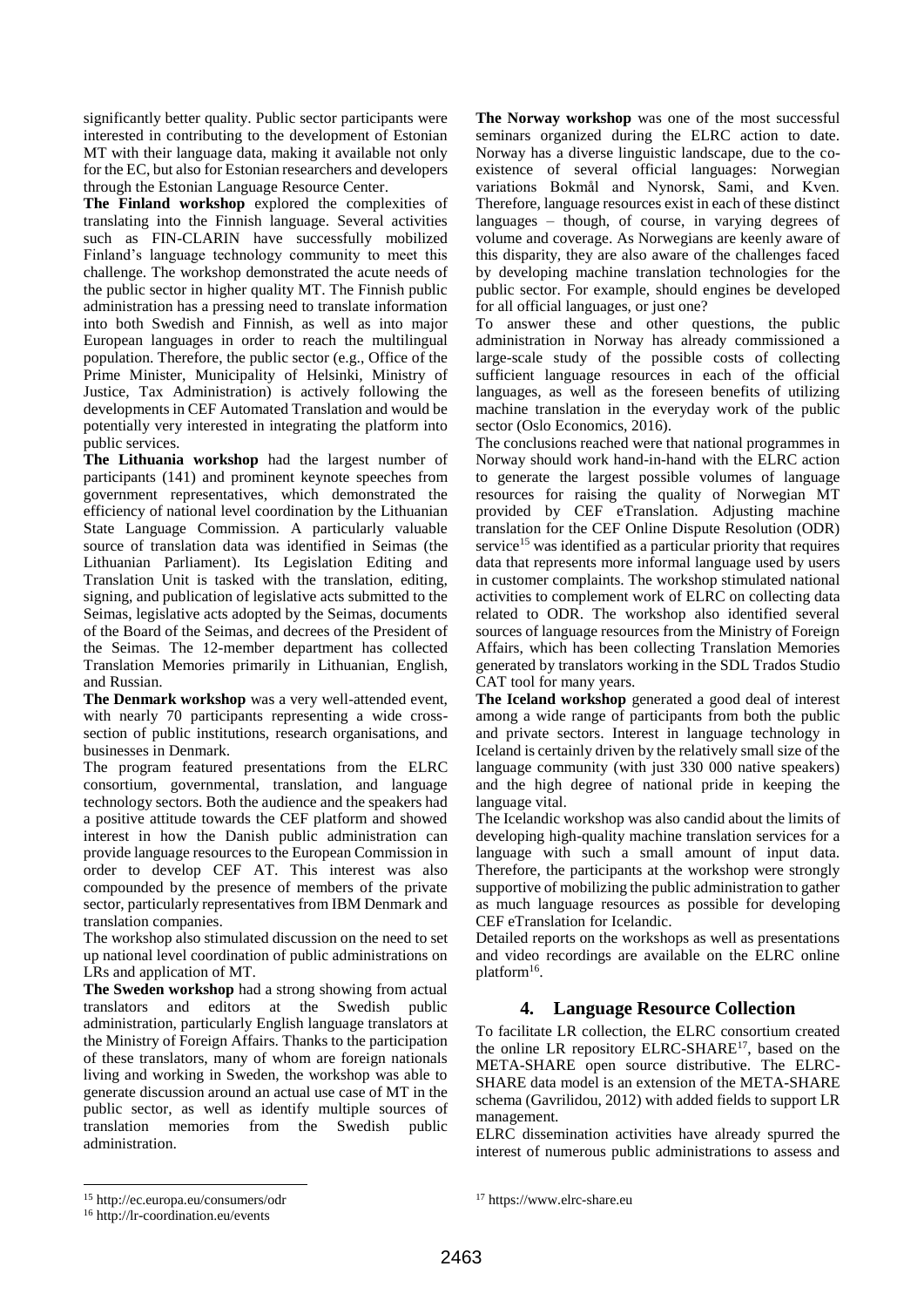significantly better quality. Public sector participants were interested in contributing to the development of Estonian MT with their language data, making it available not only for the EC, but also for Estonian researchers and developers through the Estonian Language Resource Center.

**The Finland workshop** explored the complexities of translating into the Finnish language. Several activities such as FIN-CLARIN have successfully mobilized Finland's language technology community to meet this challenge. The workshop demonstrated the acute needs of the public sector in higher quality MT. The Finnish public administration has a pressing need to translate information into both Swedish and Finnish, as well as into major European languages in order to reach the multilingual population. Therefore, the public sector (e.g., Office of the Prime Minister, Municipality of Helsinki, Ministry of Justice, Tax Administration) is actively following the developments in CEF Automated Translation and would be potentially very interested in integrating the platform into public services.

**The Lithuania workshop** had the largest number of participants (141) and prominent keynote speeches from government representatives, which demonstrated the efficiency of national level coordination by the Lithuanian State Language Commission. A particularly valuable source of translation data was identified in Seimas (the Lithuanian Parliament). Its Legislation Editing and Translation Unit is tasked with the translation, editing, signing, and publication of legislative acts submitted to the Seimas, legislative acts adopted by the Seimas, documents of the Board of the Seimas, and decrees of the President of the Seimas. The 12-member department has collected Translation Memories primarily in Lithuanian, English, and Russian.

**The Denmark workshop** was a very well-attended event, with nearly 70 participants representing a wide cross-section of public institutions, research organisations, and businesses in Denmark.

The program featured presentations from the ELRC consortium, governmental, translation, and language technology sectors. Both the audience and the speakers had a positive attitude towards the CEF platform and showed interest in how the Danish public administration can provide language resources to the European Commission in order to develop CEF AT. This interest was also compounded by the presence of members of the private sector, particularly representatives from IBM Denmark and translation companies.

The workshop also stimulated discussion on the need to set up national level coordination of public administrations on LRs and application of MT.

**The Sweden workshop** had a strong showing from actual translators and editors at the Swedish public administration, particularly English language translators at the Ministry of Foreign Affairs. Thanks to the participation of these translators, many of whom are foreign nationals living and working in Sweden, the workshop was able to generate discussion around an actual use case of MT in the public sector, as well as identify multiple sources of translation memories from the Swedish public administration.

**The Norway workshop** was one of the most successful seminars organized during the ELRC action to date. Norway has a diverse linguistic landscape, due to the co-existence of several official languages: Norwegian variations Bokmål and Nynorsk, Sami, and Kven. Therefore, language resources exist in each of these distinct languages – though, of course, in varying degrees of volume and coverage. As Norwegians are keenly aware of this disparity, they are also aware of the challenges faced by developing machine translation technologies for the public sector. For example, should engines be developed for all official languages, or just one?

To answer these and other questions, the public administration in Norway has already commissioned a large-scale study of the possible costs of collecting sufficient language resources in each of the official languages, as well as the foreseen benefits of utilizing machine translation in the everyday work of the public sector (Oslo Economics, 2016).

The conclusions reached were that national programmes in Norway should work hand-in-hand with the ELRC action to generate the largest possible volumes of language resources for raising the quality of Norwegian MT provided by CEF eTranslation. Adjusting machine translation for the CEF Online Dispute Resolution (ODR) service[15] was identified as a particular priority that requires data that represents more informal language used by users in customer complaints. The workshop stimulated national activities to complement work of ELRC on collecting data related to ODR. The workshop also identified several sources of language resources from the Ministry of Foreign Affairs, which has been collecting Translation Memories generated by translators working in the SDL Trados Studio CAT tool for many years.

**The Iceland workshop** generated a good deal of interest among a wide range of participants from both the public and private sectors. Interest in language technology in Iceland is certainly driven by the relatively small size of the language community (with just 330 000 native speakers) and the high degree of national pride in keeping the language vital.

The Icelandic workshop was also candid about the limits of developing high-quality machine translation services for a language with such a small amount of input data. Therefore, the participants at the workshop were strongly supportive of mobilizing the public administration to gather as much language resources as possible for developing CEF eTranslation for Icelandic.

Detailed reports on the workshops as well as presentations and video recordings are available on the ELRC online platform[16].

## 4. Language Resource Collection

To facilitate LR collection, the ELRC consortium created the online LR repository ELRC-SHARE[17], based on the META-SHARE open source distributive. The ELRC-SHARE data model is an extension of the META-SHARE schema (Gavrilidou, 2012) with added fields to support LR management.

ELRC dissemination activities have already spurred the interest of numerous public administrations to assess and

[15] http://ec.europa.eu/consumers/odr

[16] http://lr-coordination.eu/events

[17] https://www.elrc-share.eu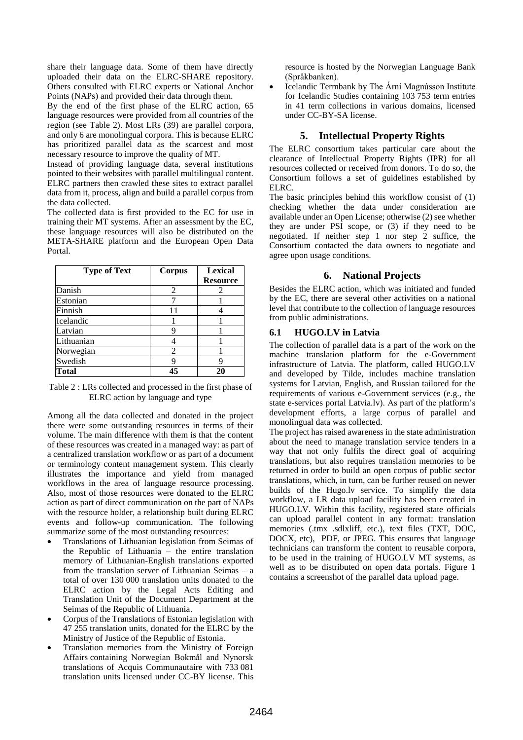share their language data. Some of them have directly uploaded their data on the ELRC-SHARE repository. Others consulted with ELRC experts or National Anchor Points (NAPs) and provided their data through them.

By the end of the first phase of the ELRC action, 65 language resources were provided from all countries of the region (see Table 2). Most LRs (39) are parallel corpora, and only 6 are monolingual corpora. This is because ELRC has prioritized parallel data as the scarcest and most necessary resource to improve the quality of MT.

Instead of providing language data, several institutions pointed to their websites with parallel multilingual content. ELRC partners then crawled these sites to extract parallel data from it, process, align and build a parallel corpus from the data collected.

The collected data is first provided to the EC for use in training their MT systems. After an assessment by the EC, these language resources will also be distributed on the META-SHARE platform and the European Open Data Portal.

| Type of Text | Corpus | Lexical Resource |
| --- | --- | --- |
| Danish | 2 | 2 |
| Estonian | 7 | 1 |
| Finnish | 11 | 4 |
| Icelandic | 1 | 1 |
| Latvian | 9 | 1 |
| Lithuanian | 4 | 1 |
| Norwegian | 2 | 1 |
| Swedish | 9 | 9 |
| **Total** | **45** | **20** |

Table 2 : LRs collected and processed in the first phase of ELRC action by language and type

Among all the data collected and donated in the project there were some outstanding resources in terms of their volume. The main difference with them is that the content of these resources was created in a managed way: as part of a centralized translation workflow or as part of a document or terminology content management system. This clearly illustrates the importance and yield from managed workflows in the area of language resource processing. Also, most of those resources were donated to the ELRC action as part of direct communication on the part of NAPs with the resource holder, a relationship built during ELRC events and follow-up communication. The following summarize some of the most outstanding resources:

- Translations of Lithuanian legislation from Seimas of the Republic of Lithuania – the entire translation memory of Lithuanian-English translations exported from the translation server of Lithuanian Seimas – a total of over 130 000 translation units donated to the ELRC action by the Legal Acts Editing and Translation Unit of the Document Department at the Seimas of the Republic of Lithuania.
- Corpus of the Translations of Estonian legislation with 47 255 translation units, donated for the ELRC by the Ministry of Justice of the Republic of Estonia.
- Translation memories from the Ministry of Foreign Affairs containing Norwegian Bokmål and Nynorsk translations of Acquis Communautaire with 733 081 translation units licensed under CC-BY license. This resource is hosted by the Norwegian Language Bank (Språkbanken).
- Icelandic Termbank by The Árni Magnússon Institute for Icelandic Studies containing 103 753 term entries in 41 term collections in various domains, licensed under CC-BY-SA license.

## 5. Intellectual Property Rights

The ELRC consortium takes particular care about the clearance of Intellectual Property Rights (IPR) for all resources collected or received from donors. To do so, the Consortium follows a set of guidelines established by ELRC.

The basic principles behind this workflow consist of (1) checking whether the data under consideration are available under an Open License; otherwise (2) see whether they are under PSI scope, or (3) if they need to be negotiated. If neither step 1 nor step 2 suffice, the Consortium contacted the data owners to negotiate and agree upon usage conditions.

## 6. National Projects

Besides the ELRC action, which was initiated and funded by the EC, there are several other activities on a national level that contribute to the collection of language resources from public administrations.

### 6.1 HUGO.LV in Latvia

The collection of parallel data is a part of the work on the machine translation platform for the e-Government infrastructure of Latvia. The platform, called HUGO.LV and developed by Tilde, includes machine translation systems for Latvian, English, and Russian tailored for the requirements of various e-Government services (e.g., the state e-services portal Latvia.lv). As part of the platform's development efforts, a large corpus of parallel and monolingual data was collected.

The project has raised awareness in the state administration about the need to manage translation service tenders in a way that not only fulfils the direct goal of acquiring translations, but also requires translation memories to be returned in order to build an open corpus of public sector translations, which, in turn, can be further reused on newer builds of the Hugo.lv service. To simplify the data workflow, a LR data upload facility has been created in HUGO.LV. Within this facility, registered state officials can upload parallel content in any format: translation memories (.tmx .sdlxliff, etc.), text files (TXT, DOC, DOCX, etc), PDF, or JPEG. This ensures that language technicians can transform the content to reusable corpora, to be used in the training of HUGO.LV MT systems, as well as to be distributed on open data portals. Figure 1 contains a screenshot of the parallel data upload page.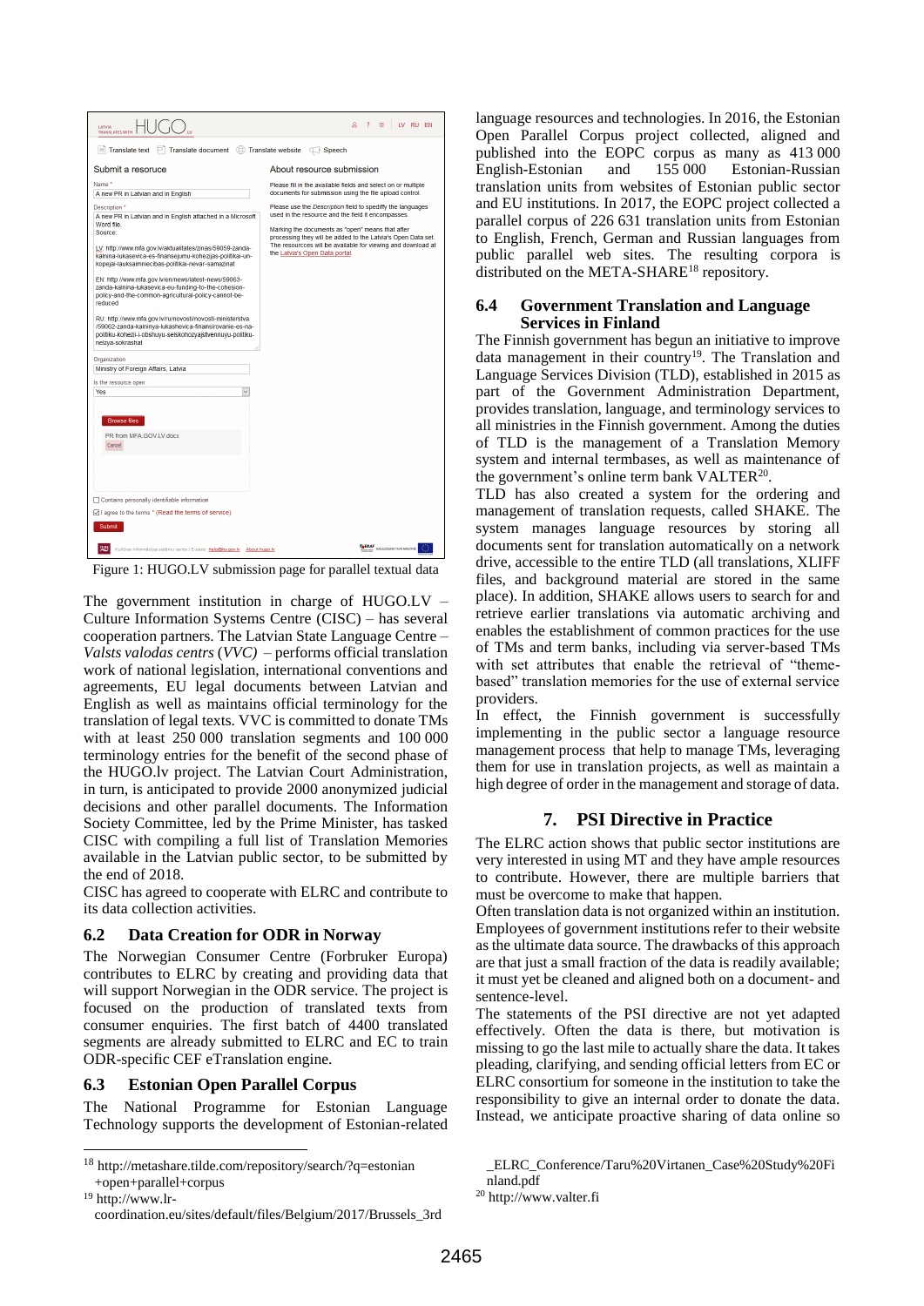Figure 1: HUGO.LV submission page for parallel textual data

The government institution in charge of HUGO.LV – Culture Information Systems Centre (CISC) – has several cooperation partners. The Latvian State Language Centre – *Valsts valodas centrs* (*VVC*) – performs official translation work of national legislation, international conventions and agreements, EU legal documents between Latvian and English as well as maintains official terminology for the translation of legal texts. VVC is committed to donate TMs with at least 250 000 translation segments and 100 000 terminology entries for the benefit of the second phase of the HUGO.lv project. The Latvian Court Administration, in turn, is anticipated to provide 2000 anonymized judicial decisions and other parallel documents. The Information Society Committee, led by the Prime Minister, has tasked CISC with compiling a full list of Translation Memories available in the Latvian public sector, to be submitted by the end of 2018.

CISC has agreed to cooperate with ELRC and contribute to its data collection activities.

### 6.2 Data Creation for ODR in Norway

The Norwegian Consumer Centre (Forbruker Europa) contributes to ELRC by creating and providing data that will support Norwegian in the ODR service. The project is focused on the production of translated texts from consumer enquiries. The first batch of 4400 translated segments are already submitted to ELRC and EC to train ODR-specific CEF eTranslation engine.

### 6.3 Estonian Open Parallel Corpus

The National Programme for Estonian Language Technology supports the development of Estonian-related language resources and technologies. In 2016, the Estonian Open Parallel Corpus project collected, aligned and published into the EOPC corpus as many as 413 000 English-Estonian and 155 000 Estonian-Russian translation units from websites of Estonian public sector and EU institutions. In 2017, the EOPC project collected a parallel corpus of 226 631 translation units from Estonian to English, French, German and Russian languages from public parallel web sites. The resulting corpora is distributed on the META-SHARE[18] repository.

### 6.4 Government Translation and Language Services in Finland

The Finnish government has begun an initiative to improve data management in their country[19]. The Translation and Language Services Division (TLD), established in 2015 as part of the Government Administration Department, provides translation, language, and terminology services to all ministries in the Finnish government. Among the duties of TLD is the management of a Translation Memory system and internal termbases, as well as maintenance of the government's online term bank VALTER[20].

TLD has also created a system for the ordering and management of translation requests, called SHAKE. The system manages language resources by storing all documents sent for translation automatically on a network drive, accessible to the entire TLD (all translations, XLIFF files, and background material are stored in the same place). In addition, SHAKE allows users to search for and retrieve earlier translations via automatic archiving and enables the establishment of common practices for the use of TMs and term banks, including via server-based TMs with set attributes that enable the retrieval of "theme-based" translation memories for the use of external service providers.

In effect, the Finnish government is successfully implementing in the public sector a language resource management process that help to manage TMs, leveraging them for use in translation projects, as well as maintain a high degree of order in the management and storage of data.

## 7. PSI Directive in Practice

The ELRC action shows that public sector institutions are very interested in using MT and they have ample resources to contribute. However, there are multiple barriers that must be overcome to make that happen.

Often translation data is not organized within an institution. Employees of government institutions refer to their website as the ultimate data source. The drawbacks of this approach are that just a small fraction of the data is readily available; it must yet be cleaned and aligned both on a document- and sentence-level.

The statements of the PSI directive are not yet adapted effectively. Often the data is there, but motivation is missing to go the last mile to actually share the data. It takes pleading, clarifying, and sending official letters from EC or ELRC consortium for someone in the institution to take the responsibility to give an internal order to donate the data. Instead, we anticipate proactive sharing of data online so

---

[18] http://metashare.tilde.com/repository/search/?q=estonian+open+parallel+corpus

[19] http://www.lr-coordination.eu/sites/default/files/Belgium/2017/Brussels_3rd_ELRC_Conference/Taru%20Virtanen_Case%20Study%20Finland.pdf

[20] http://www.valter.fi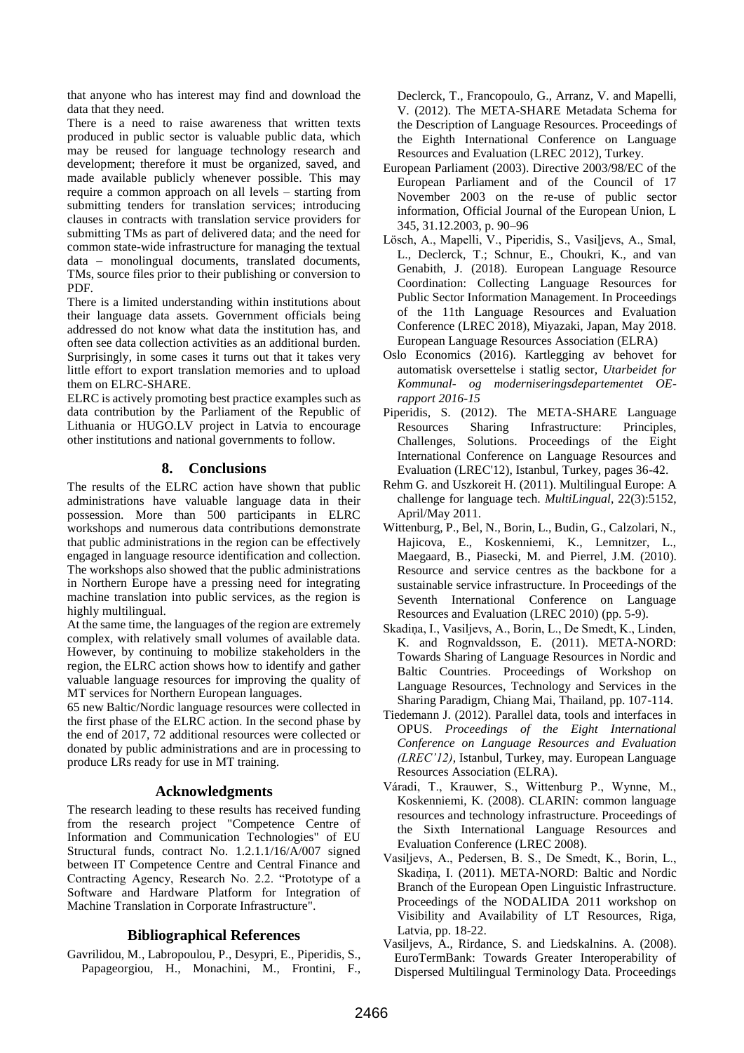that anyone who has interest may find and download the data that they need.

There is a need to raise awareness that written texts produced in public sector is valuable public data, which may be reused for language technology research and development; therefore it must be organized, saved, and made available publicly whenever possible. This may require a common approach on all levels – starting from submitting tenders for translation services; introducing clauses in contracts with translation service providers for submitting TMs as part of delivered data; and the need for common state-wide infrastructure for managing the textual data – monolingual documents, translated documents, TMs, source files prior to their publishing or conversion to PDF.

There is a limited understanding within institutions about their language data assets. Government officials being addressed do not know what data the institution has, and often see data collection activities as an additional burden. Surprisingly, in some cases it turns out that it takes very little effort to export translation memories and to upload them on ELRC-SHARE.

ELRC is actively promoting best practice examples such as data contribution by the Parliament of the Republic of Lithuania or HUGO.LV project in Latvia to encourage other institutions and national governments to follow.

## 8. Conclusions

The results of the ELRC action have shown that public administrations have valuable language data in their possession. More than 500 participants in ELRC workshops and numerous data contributions demonstrate that public administrations in the region can be effectively engaged in language resource identification and collection. The workshops also showed that the public administrations in Northern Europe have a pressing need for integrating machine translation into public services, as the region is highly multilingual.

At the same time, the languages of the region are extremely complex, with relatively small volumes of available data. However, by continuing to mobilize stakeholders in the region, the ELRC action shows how to identify and gather valuable language resources for improving the quality of MT services for Northern European languages.

65 new Baltic/Nordic language resources were collected in the first phase of the ELRC action. In the second phase by the end of 2017, 72 additional resources were collected or donated by public administrations and are in processing to produce LRs ready for use in MT training.

## Acknowledgments

The research leading to these results has received funding from the research project "Competence Centre of Information and Communication Technologies" of EU Structural funds, contract No. 1.2.1.1/16/A/007 signed between IT Competence Centre and Central Finance and Contracting Agency, Research No. 2.2. "Prototype of a Software and Hardware Platform for Integration of Machine Translation in Corporate Infrastructure".

## Bibliographical References

Gavrilidou, M., Labropoulou, P., Desypri, E., Piperidis, S., Papageorgiou, H., Monachini, M., Frontini, F., Declerck, T., Francopoulo, G., Arranz, V. and Mapelli, V. (2012). The META-SHARE Metadata Schema for the Description of Language Resources. Proceedings of the Eighth International Conference on Language Resources and Evaluation (LREC 2012), Turkey.

European Parliament (2003). Directive 2003/98/EC of the European Parliament and of the Council of 17 November 2003 on the re-use of public sector information, Official Journal of the European Union, L 345, 31.12.2003, p. 90–96

Lösch, A., Mapelli, V., Piperidis, S., Vasiļjevs, A., Smal, L., Declerck, T.; Schnur, E., Choukri, K., and van Genabith, J. (2018). European Language Resource Coordination: Collecting Language Resources for Public Sector Information Management. In Proceedings of the 11th Language Resources and Evaluation Conference (LREC 2018), Miyazaki, Japan, May 2018. European Language Resources Association (ELRA)

Oslo Economics (2016). Kartlegging av behovet for automatisk oversettelse i statlig sector, *Utarbeidet for Kommunal- og moderniseringsdepartementet OE-rapport 2016-15*

Piperidis, S. (2012). The META-SHARE Language Resources Sharing Infrastructure: Principles, Challenges, Solutions. Proceedings of the Eight International Conference on Language Resources and Evaluation (LREC'12), Istanbul, Turkey, pages 36-42.

Rehm G. and Uszkoreit H. (2011). Multilingual Europe: A challenge for language tech. *MultiLingual*, 22(3):5152, April/May 2011.

Wittenburg, P., Bel, N., Borin, L., Budin, G., Calzolari, N., Hajicova, E., Koskenniemi, K., Lemnitzer, L., Maegaard, B., Piasecki, M. and Pierrel, J.M. (2010). Resource and service centres as the backbone for a sustainable service infrastructure. In Proceedings of the Seventh International Conference on Language Resources and Evaluation (LREC 2010) (pp. 5-9).

Skadiņa, I., Vasiljevs, A., Borin, L., De Smedt, K., Linden, K. and Rognvaldsson, E. (2011). META-NORD: Towards Sharing of Language Resources in Nordic and Baltic Countries. Proceedings of Workshop on Language Resources, Technology and Services in the Sharing Paradigm, Chiang Mai, Thailand, pp. 107-114.

Tiedemann J. (2012). Parallel data, tools and interfaces in OPUS. *Proceedings of the Eight International Conference on Language Resources and Evaluation (LREC'12)*, Istanbul, Turkey, may. European Language Resources Association (ELRA).

Váradi, T., Krauwer, S., Wittenburg P., Wynne, M., Koskenniemi, K. (2008). CLARIN: common language resources and technology infrastructure. Proceedings of the Sixth International Language Resources and Evaluation Conference (LREC 2008).

Vasiļjevs, A., Pedersen, B. S., De Smedt, K., Borin, L., Skadiņa, I. (2011). META-NORD: Baltic and Nordic Branch of the European Open Linguistic Infrastructure. Proceedings of the NODALIDA 2011 workshop on Visibility and Availability of LT Resources, Riga, Latvia, pp. 18-22.

Vasiljevs, A., Rirdance, S. and Liedskalnins. A. (2008). EuroTermBank: Towards Greater Interoperability of Dispersed Multilingual Terminology Data. Proceedings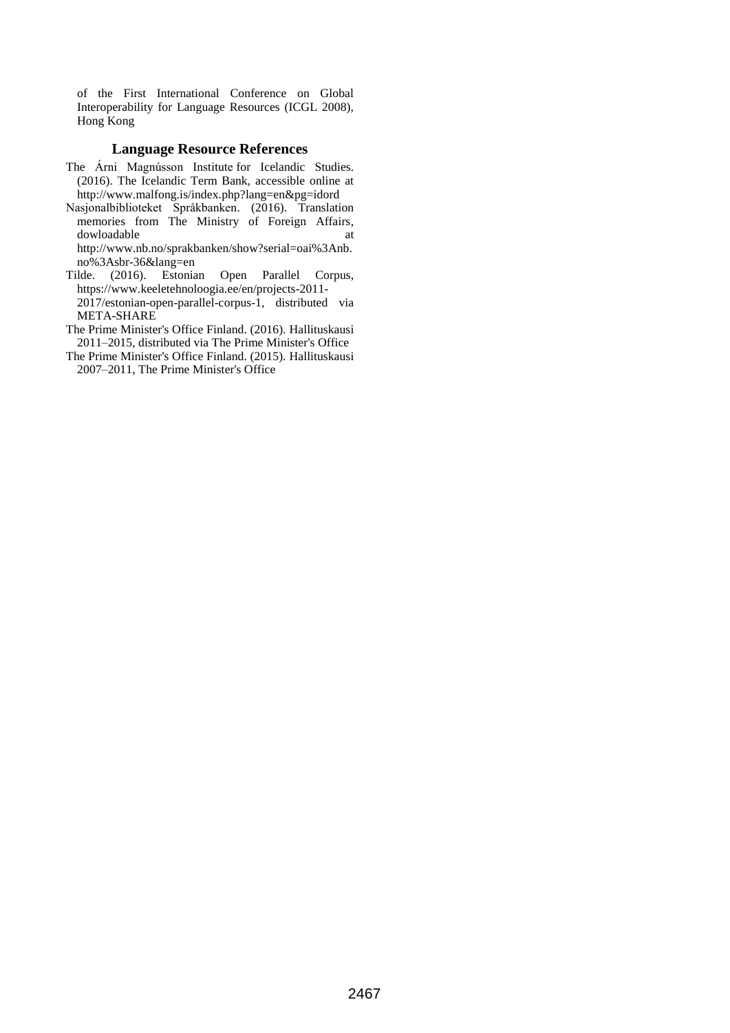of the First International Conference on Global Interoperability for Language Resources (ICGL 2008), Hong Kong

## Language Resource References

The Árni Magnússon Institute for Icelandic Studies. (2016). The Icelandic Term Bank, accessible online at http://www.malfong.is/index.php?lang=en&pg=idord

Nasjonalbiblioteket Språkbanken. (2016). Translation memories from The Ministry of Foreign Affairs, dowloadable at http://www.nb.no/sprakbanken/show?serial=oai%3Anb.no%3Asbr-36&lang=en

Tilde. (2016). Estonian Open Parallel Corpus, https://www.keeletehnoloogia.ee/en/projects-2011-2017/estonian-open-parallel-corpus-1, distributed via META-SHARE

The Prime Minister's Office Finland. (2016). Hallituskausi 2011–2015, distributed via The Prime Minister's Office

The Prime Minister's Office Finland. (2015). Hallituskausi 2007–2011, The Prime Minister's Office